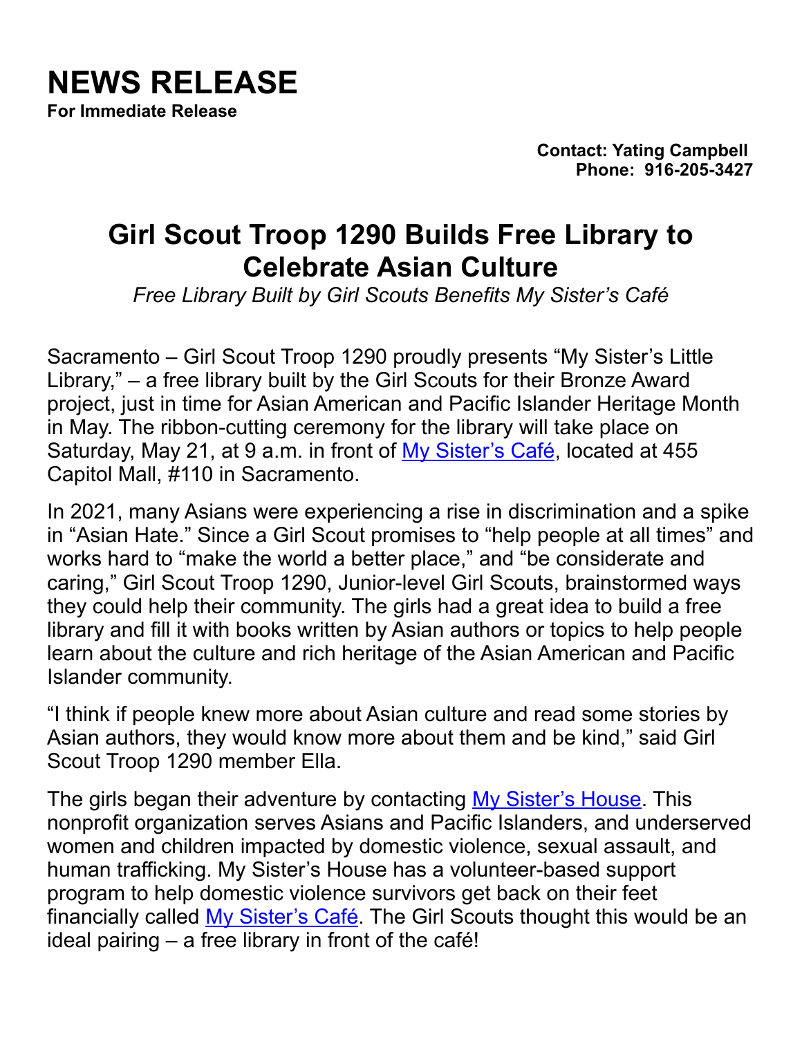# NEWS RELEASE

**For Immediate Release**

**Contact: Yating Campbell**
**Phone: 916-205-3427**

## Girl Scout Troop 1290 Builds Free Library to Celebrate Asian Culture

*Free Library Built by Girl Scouts Benefits My Sister's Café*

Sacramento – Girl Scout Troop 1290 proudly presents "My Sister's Little Library," – a free library built by the Girl Scouts for their Bronze Award project, just in time for Asian American and Pacific Islander Heritage Month in May. The ribbon-cutting ceremony for the library will take place on Saturday, May 21, at 9 a.m. in front of My Sister's Café, located at 455 Capitol Mall, #110 in Sacramento.

In 2021, many Asians were experiencing a rise in discrimination and a spike in "Asian Hate." Since a Girl Scout promises to "help people at all times" and works hard to "make the world a better place," and "be considerate and caring," Girl Scout Troop 1290, Junior-level Girl Scouts, brainstormed ways they could help their community. The girls had a great idea to build a free library and fill it with books written by Asian authors or topics to help people learn about the culture and rich heritage of the Asian American and Pacific Islander community.

"I think if people knew more about Asian culture and read some stories by Asian authors, they would know more about them and be kind," said Girl Scout Troop 1290 member Ella.

The girls began their adventure by contacting My Sister's House. This nonprofit organization serves Asians and Pacific Islanders, and underserved women and children impacted by domestic violence, sexual assault, and human trafficking. My Sister's House has a volunteer-based support program to help domestic violence survivors get back on their feet financially called My Sister's Café. The Girl Scouts thought this would be an ideal pairing – a free library in front of the café!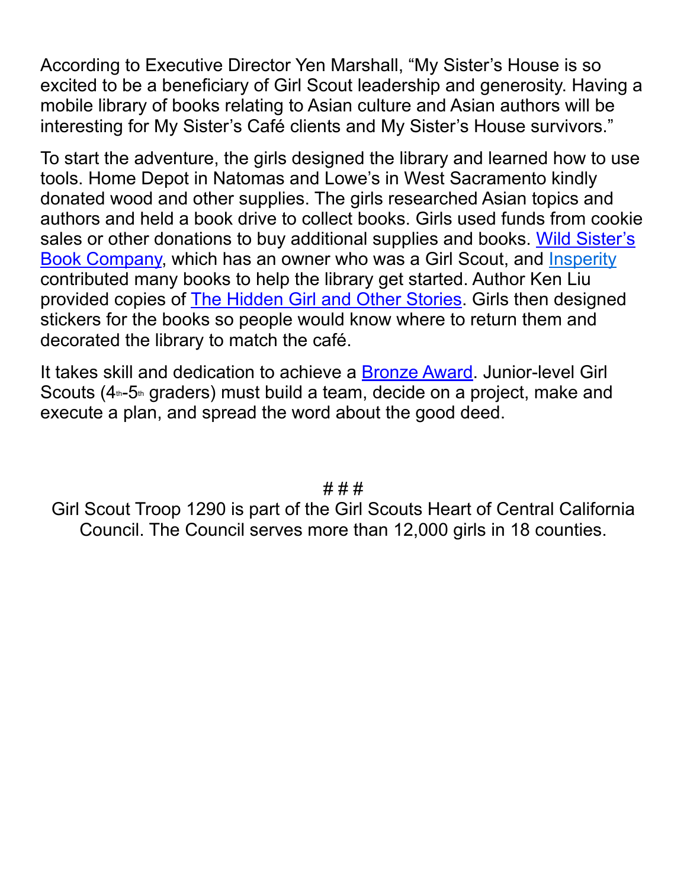According to Executive Director Yen Marshall, “My Sister’s House is so excited to be a beneficiary of Girl Scout leadership and generosity. Having a mobile library of books relating to Asian culture and Asian authors will be interesting for My Sister’s Café clients and My Sister’s House survivors.”

To start the adventure, the girls designed the library and learned how to use tools. Home Depot in Natomas and Lowe’s in West Sacramento kindly donated wood and other supplies. The girls researched Asian topics and authors and held a book drive to collect books. Girls used funds from cookie sales or other donations to buy additional supplies and books. Wild Sister’s Book Company, which has an owner who was a Girl Scout, and Insperity contributed many books to help the library get started. Author Ken Liu provided copies of The Hidden Girl and Other Stories. Girls then designed stickers for the books so people would know where to return them and decorated the library to match the café.

It takes skill and dedication to achieve a Bronze Award. Junior-level Girl Scouts (4th-5th graders) must build a team, decide on a project, make and execute a plan, and spread the word about the good deed.

# # #

Girl Scout Troop 1290 is part of the Girl Scouts Heart of Central California Council. The Council serves more than 12,000 girls in 18 counties.